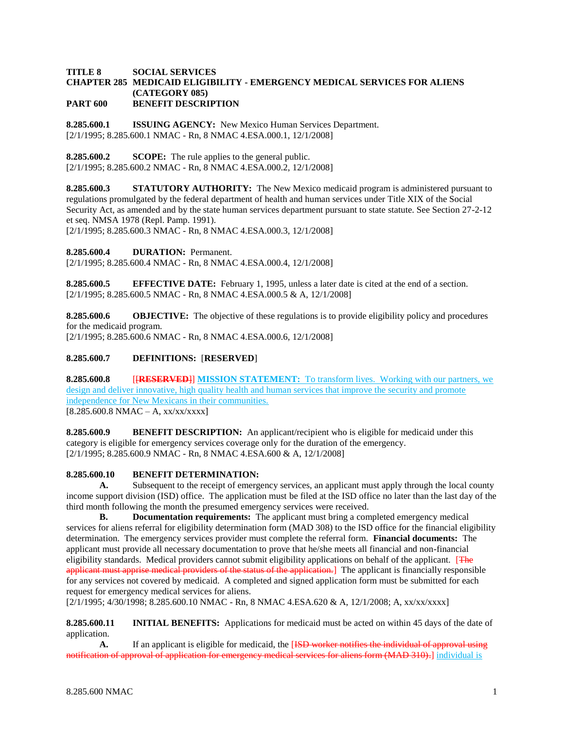**TITLE 8 SOCIAL SERVICES**
**CHAPTER 285 MEDICAID ELIGIBILITY - EMERGENCY MEDICAL SERVICES FOR ALIENS (CATEGORY 085)**
**PART 600 BENEFIT DESCRIPTION**

**8.285.600.1 ISSUING AGENCY:** New Mexico Human Services Department.
[2/1/1995; 8.285.600.1 NMAC - Rn, 8 NMAC 4.ESA.000.1, 12/1/2008]

**8.285.600.2 SCOPE:** The rule applies to the general public.
[2/1/1995; 8.285.600.2 NMAC - Rn, 8 NMAC 4.ESA.000.2, 12/1/2008]

**8.285.600.3 STATUTORY AUTHORITY:** The New Mexico medicaid program is administered pursuant to regulations promulgated by the federal department of health and human services under Title XIX of the Social Security Act, as amended and by the state human services department pursuant to state statute. See Section 27-2-12 et seq. NMSA 1978 (Repl. Pamp. 1991).
[2/1/1995; 8.285.600.3 NMAC - Rn, 8 NMAC 4.ESA.000.3, 12/1/2008]

**8.285.600.4 DURATION:** Permanent.
[2/1/1995; 8.285.600.4 NMAC - Rn, 8 NMAC 4.ESA.000.4, 12/1/2008]

**8.285.600.5 EFFECTIVE DATE:** February 1, 1995, unless a later date is cited at the end of a section.
[2/1/1995; 8.285.600.5 NMAC - Rn, 8 NMAC 4.ESA.000.5 & A, 12/1/2008]

**8.285.600.6 OBJECTIVE:** The objective of these regulations is to provide eligibility policy and procedures for the medicaid program.
[2/1/1995; 8.285.600.6 NMAC - Rn, 8 NMAC 4.ESA.000.6, 12/1/2008]

**8.285.600.7 DEFINITIONS:** [**RESERVED**]

**8.285.600.8** [[~~**RESERVED**~~]] **MISSION STATEMENT:** To transform lives. Working with our partners, we design and deliver innovative, high quality health and human services that improve the security and promote independence for New Mexicans in their communities.
[8.285.600.8 NMAC – A, xx/xx/xxxx]

**8.285.600.9 BENEFIT DESCRIPTION:** An applicant/recipient who is eligible for medicaid under this category is eligible for emergency services coverage only for the duration of the emergency.
[2/1/1995; 8.285.600.9 NMAC - Rn, 8 NMAC 4.ESA.600 & A, 12/1/2008]

**8.285.600.10 BENEFIT DETERMINATION:**

**A.** Subsequent to the receipt of emergency services, an applicant must apply through the local county income support division (ISD) office. The application must be filed at the ISD office no later than the last day of the third month following the month the presumed emergency services were received.

**B. Documentation requirements:** The applicant must bring a completed emergency medical services for aliens referral for eligibility determination form (MAD 308) to the ISD office for the financial eligibility determination. The emergency services provider must complete the referral form. **Financial documents:** The applicant must provide all necessary documentation to prove that he/she meets all financial and non-financial eligibility standards. Medical providers cannot submit eligibility applications on behalf of the applicant. [~~The applicant must apprise medical providers of the status of the application.~~] The applicant is financially responsible for any services not covered by medicaid. A completed and signed application form must be submitted for each request for emergency medical services for aliens.
[2/1/1995; 4/30/1998; 8.285.600.10 NMAC - Rn, 8 NMAC 4.ESA.620 & A, 12/1/2008; A, xx/xx/xxxx]

**8.285.600.11 INITIAL BENEFITS:** Applications for medicaid must be acted on within 45 days of the date of application.

**A.** If an applicant is eligible for medicaid, the [~~ISD worker notifies the individual of approval using notification of approval of application for emergency medical services for aliens form (MAD 310).~~] individual is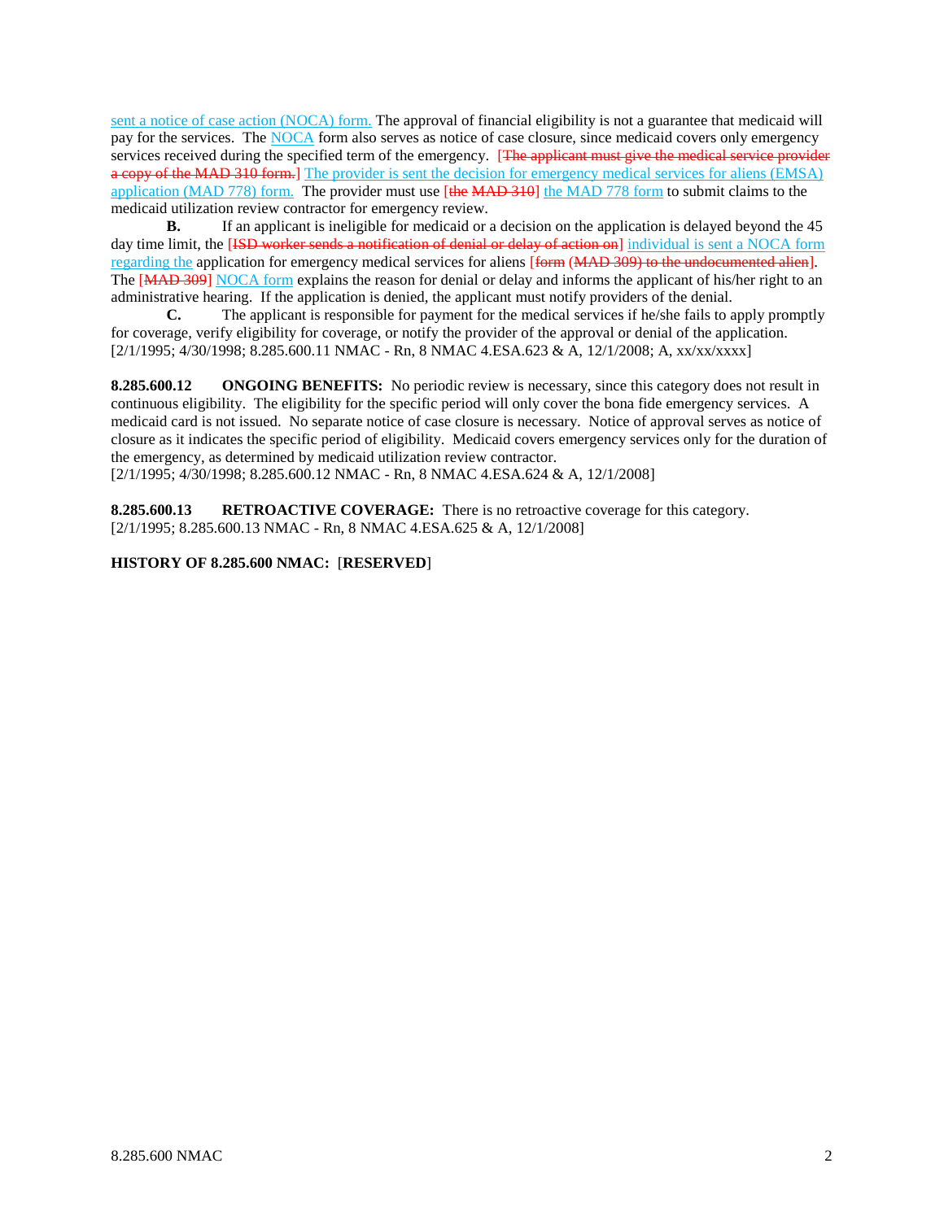sent a notice of case action (NOCA) form. The approval of financial eligibility is not a guarantee that medicaid will pay for the services. The NOCA form also serves as notice of case closure, since medicaid covers only emergency services received during the specified term of the emergency. [The applicant must give the medical service provider a copy of the MAD 310 form.] The provider is sent the decision for emergency medical services for aliens (EMSA) application (MAD 778) form. The provider must use [the MAD 310] the MAD 778 form to submit claims to the medicaid utilization review contractor for emergency review.

**B.** If an applicant is ineligible for medicaid or a decision on the application is delayed beyond the 45 day time limit, the [ISD worker sends a notification of denial or delay of action on] individual is sent a NOCA form regarding the application for emergency medical services for aliens [form (MAD 309) to the undocumented alien]. The [MAD 309] NOCA form explains the reason for denial or delay and informs the applicant of his/her right to an administrative hearing. If the application is denied, the applicant must notify providers of the denial.

**C.** The applicant is responsible for payment for the medical services if he/she fails to apply promptly for coverage, verify eligibility for coverage, or notify the provider of the approval or denial of the application.
[2/1/1995; 4/30/1998; 8.285.600.11 NMAC - Rn, 8 NMAC 4.ESA.623 & A, 12/1/2008; A, xx/xx/xxxx]

**8.285.600.12 ONGOING BENEFITS:** No periodic review is necessary, since this category does not result in continuous eligibility. The eligibility for the specific period will only cover the bona fide emergency services. A medicaid card is not issued. No separate notice of case closure is necessary. Notice of approval serves as notice of closure as it indicates the specific period of eligibility. Medicaid covers emergency services only for the duration of the emergency, as determined by medicaid utilization review contractor.
[2/1/1995; 4/30/1998; 8.285.600.12 NMAC - Rn, 8 NMAC 4.ESA.624 & A, 12/1/2008]

**8.285.600.13 RETROACTIVE COVERAGE:** There is no retroactive coverage for this category.
[2/1/1995; 8.285.600.13 NMAC - Rn, 8 NMAC 4.ESA.625 & A, 12/1/2008]

**HISTORY OF 8.285.600 NMAC:** [**RESERVED**]